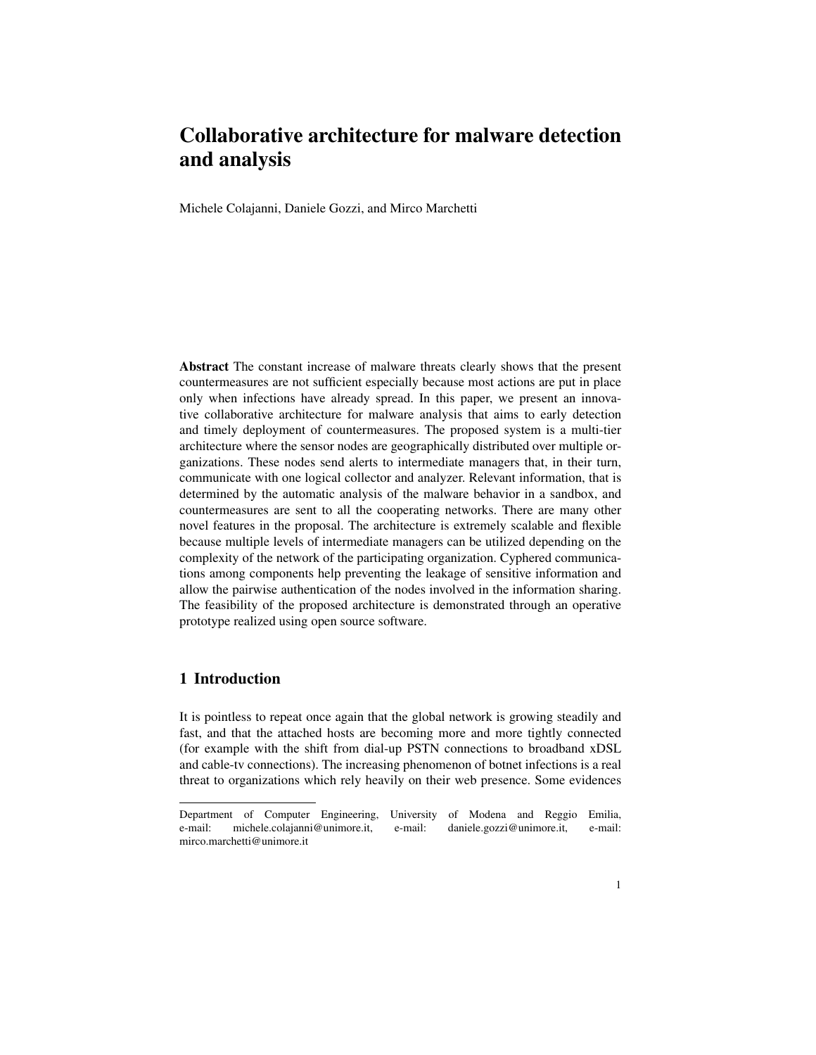# Collaborative architecture for malware detection and analysis

Michele Colajanni, Daniele Gozzi, and Mirco Marchetti

**Abstract** The constant increase of malware threats clearly shows that the present countermeasures are not sufficient especially because most actions are put in place only when infections have already spread. In this paper, we present an innovative collaborative architecture for malware analysis that aims to early detection and timely deployment of countermeasures. The proposed system is a multi-tier architecture where the sensor nodes are geographically distributed over multiple organizations. These nodes send alerts to intermediate managers that, in their turn, communicate with one logical collector and analyzer. Relevant information, that is determined by the automatic analysis of the malware behavior in a sandbox, and countermeasures are sent to all the cooperating networks. There are many other novel features in the proposal. The architecture is extremely scalable and flexible because multiple levels of intermediate managers can be utilized depending on the complexity of the network of the participating organization. Cyphered communications among components help preventing the leakage of sensitive information and allow the pairwise authentication of the nodes involved in the information sharing. The feasibility of the proposed architecture is demonstrated through an operative prototype realized using open source software.

## 1 Introduction

It is pointless to repeat once again that the global network is growing steadily and fast, and that the attached hosts are becoming more and more tightly connected (for example with the shift from dial-up PSTN connections to broadband xDSL and cable-tv connections). The increasing phenomenon of botnet infections is a real threat to organizations which rely heavily on their web presence. Some evidences

---

Department of Computer Engineering, University of Modena and Reggio Emilia, e-mail: michele.colajanni@unimore.it, e-mail: daniele.gozzi@unimore.it, e-mail: mirco.marchetti@unimore.it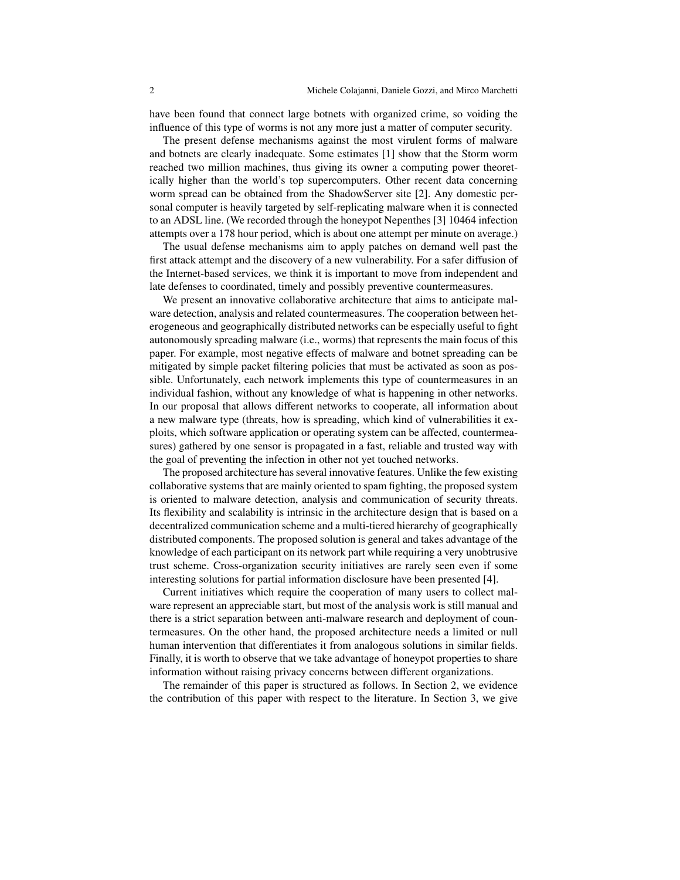have been found that connect large botnets with organized crime, so voiding the influence of this type of worms is not any more just a matter of computer security.

The present defense mechanisms against the most virulent forms of malware and botnets are clearly inadequate. Some estimates [1] show that the Storm worm reached two million machines, thus giving its owner a computing power theoretically higher than the world's top supercomputers. Other recent data concerning worm spread can be obtained from the ShadowServer site [2]. Any domestic personal computer is heavily targeted by self-replicating malware when it is connected to an ADSL line. (We recorded through the honeypot Nepenthes [3] 10464 infection attempts over a 178 hour period, which is about one attempt per minute on average.)

The usual defense mechanisms aim to apply patches on demand well past the first attack attempt and the discovery of a new vulnerability. For a safer diffusion of the Internet-based services, we think it is important to move from independent and late defenses to coordinated, timely and possibly preventive countermeasures.

We present an innovative collaborative architecture that aims to anticipate malware detection, analysis and related countermeasures. The cooperation between heterogeneous and geographically distributed networks can be especially useful to fight autonomously spreading malware (i.e., worms) that represents the main focus of this paper. For example, most negative effects of malware and botnet spreading can be mitigated by simple packet filtering policies that must be activated as soon as possible. Unfortunately, each network implements this type of countermeasures in an individual fashion, without any knowledge of what is happening in other networks. In our proposal that allows different networks to cooperate, all information about a new malware type (threats, how is spreading, which kind of vulnerabilities it exploits, which software application or operating system can be affected, countermeasures) gathered by one sensor is propagated in a fast, reliable and trusted way with the goal of preventing the infection in other not yet touched networks.

The proposed architecture has several innovative features. Unlike the few existing collaborative systems that are mainly oriented to spam fighting, the proposed system is oriented to malware detection, analysis and communication of security threats. Its flexibility and scalability is intrinsic in the architecture design that is based on a decentralized communication scheme and a multi-tiered hierarchy of geographically distributed components. The proposed solution is general and takes advantage of the knowledge of each participant on its network part while requiring a very unobtrusive trust scheme. Cross-organization security initiatives are rarely seen even if some interesting solutions for partial information disclosure have been presented [4].

Current initiatives which require the cooperation of many users to collect malware represent an appreciable start, but most of the analysis work is still manual and there is a strict separation between anti-malware research and deployment of countermeasures. On the other hand, the proposed architecture needs a limited or null human intervention that differentiates it from analogous solutions in similar fields. Finally, it is worth to observe that we take advantage of honeypot properties to share information without raising privacy concerns between different organizations.

The remainder of this paper is structured as follows. In Section 2, we evidence the contribution of this paper with respect to the literature. In Section 3, we give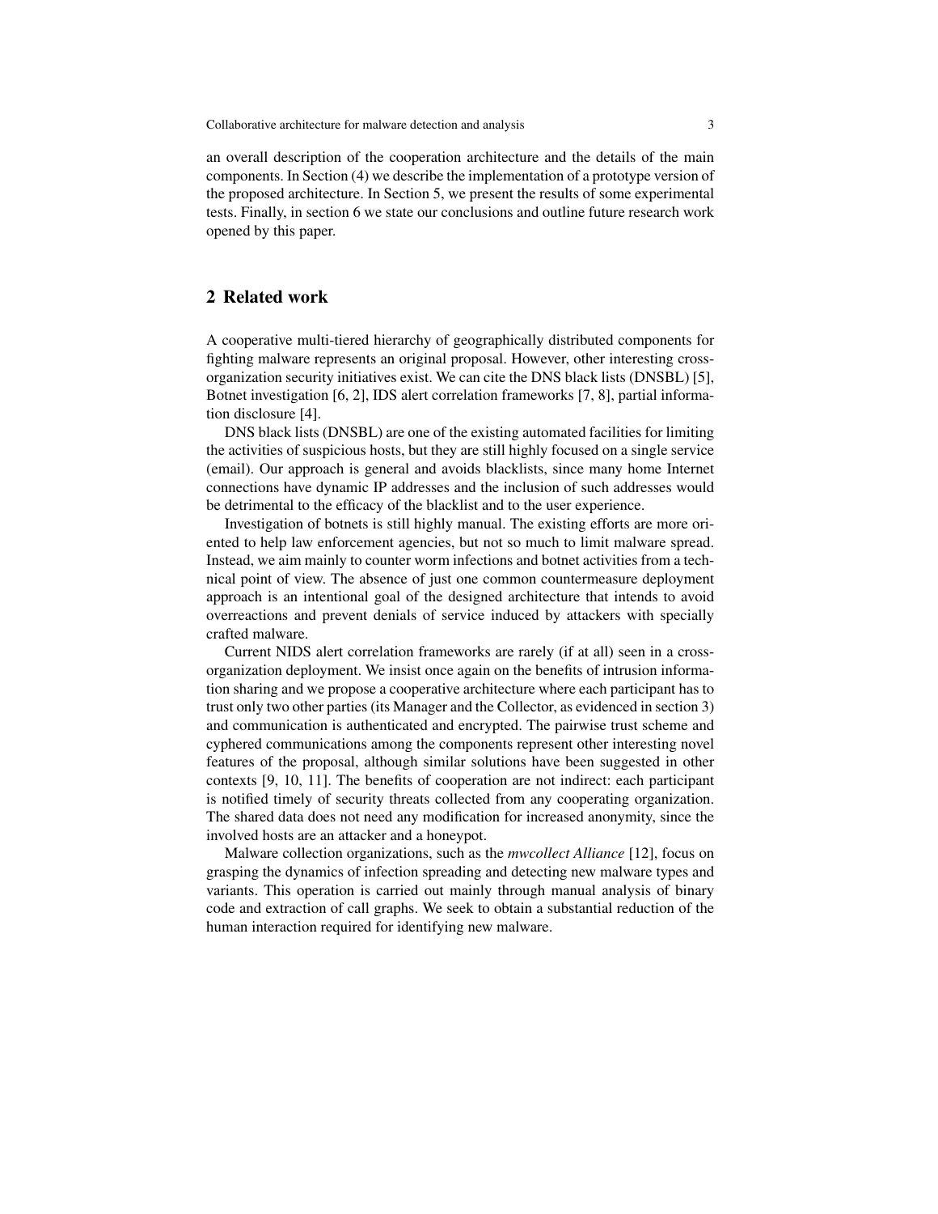an overall description of the cooperation architecture and the details of the main components. In Section (4) we describe the implementation of a prototype version of the proposed architecture. In Section 5, we present the results of some experimental tests. Finally, in section 6 we state our conclusions and outline future research work opened by this paper.

## 2 Related work

A cooperative multi-tiered hierarchy of geographically distributed components for fighting malware represents an original proposal. However, other interesting cross-organization security initiatives exist. We can cite the DNS black lists (DNSBL) [5], Botnet investigation [6, 2], IDS alert correlation frameworks [7, 8], partial information disclosure [4].

DNS black lists (DNSBL) are one of the existing automated facilities for limiting the activities of suspicious hosts, but they are still highly focused on a single service (email). Our approach is general and avoids blacklists, since many home Internet connections have dynamic IP addresses and the inclusion of such addresses would be detrimental to the efficacy of the blacklist and to the user experience.

Investigation of botnets is still highly manual. The existing efforts are more oriented to help law enforcement agencies, but not so much to limit malware spread. Instead, we aim mainly to counter worm infections and botnet activities from a technical point of view. The absence of just one common countermeasure deployment approach is an intentional goal of the designed architecture that intends to avoid overreactions and prevent denials of service induced by attackers with specially crafted malware.

Current NIDS alert correlation frameworks are rarely (if at all) seen in a cross-organization deployment. We insist once again on the benefits of intrusion information sharing and we propose a cooperative architecture where each participant has to trust only two other parties (its Manager and the Collector, as evidenced in section 3) and communication is authenticated and encrypted. The pairwise trust scheme and cyphered communications among the components represent other interesting novel features of the proposal, although similar solutions have been suggested in other contexts [9, 10, 11]. The benefits of cooperation are not indirect: each participant is notified timely of security threats collected from any cooperating organization. The shared data does not need any modification for increased anonymity, since the involved hosts are an attacker and a honeypot.

Malware collection organizations, such as the *mwcollect Alliance* [12], focus on grasping the dynamics of infection spreading and detecting new malware types and variants. This operation is carried out mainly through manual analysis of binary code and extraction of call graphs. We seek to obtain a substantial reduction of the human interaction required for identifying new malware.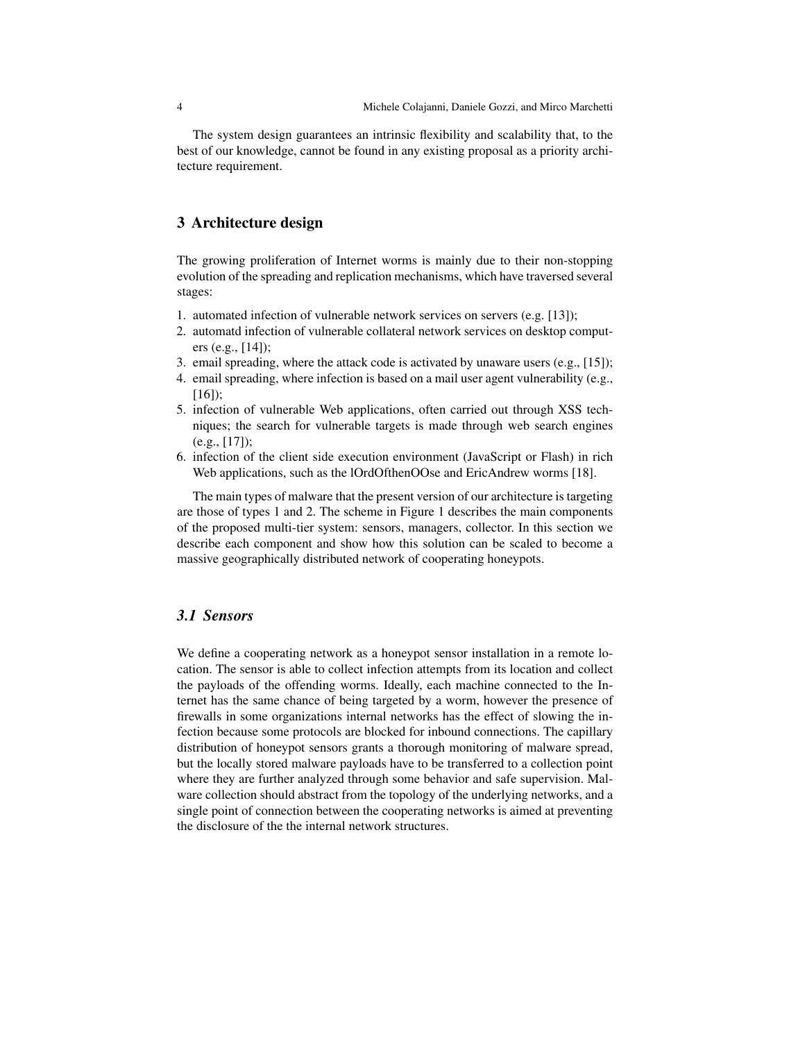The system design guarantees an intrinsic flexibility and scalability that, to the best of our knowledge, cannot be found in any existing proposal as a priority architecture requirement.

## 3 Architecture design

The growing proliferation of Internet worms is mainly due to their non-stopping evolution of the spreading and replication mechanisms, which have traversed several stages:

1. automated infection of vulnerable network services on servers (e.g. [13]);
2. automatd infection of vulnerable collateral network services on desktop computers (e.g., [14]);
3. email spreading, where the attack code is activated by unaware users (e.g., [15]);
4. email spreading, where infection is based on a mail user agent vulnerability (e.g., [16]);
5. infection of vulnerable Web applications, often carried out through XSS techniques; the search for vulnerable targets is made through web search engines (e.g., [17]);
6. infection of the client side execution environment (JavaScript or Flash) in rich Web applications, such as the lOrdOfthenOOse and EricAndrew worms [18].

The main types of malware that the present version of our architecture is targeting are those of types 1 and 2. The scheme in Figure 1 describes the main components of the proposed multi-tier system: sensors, managers, collector. In this section we describe each component and show how this solution can be scaled to become a massive geographically distributed network of cooperating honeypots.

### *3.1 Sensors*

We define a cooperating network as a honeypot sensor installation in a remote location. The sensor is able to collect infection attempts from its location and collect the payloads of the offending worms. Ideally, each machine connected to the Internet has the same chance of being targeted by a worm, however the presence of firewalls in some organizations internal networks has the effect of slowing the infection because some protocols are blocked for inbound connections. The capillary distribution of honeypot sensors grants a thorough monitoring of malware spread, but the locally stored malware payloads have to be transferred to a collection point where they are further analyzed through some behavior and safe supervision. Malware collection should abstract from the topology of the underlying networks, and a single point of connection between the cooperating networks is aimed at preventing the disclosure of the the internal network structures.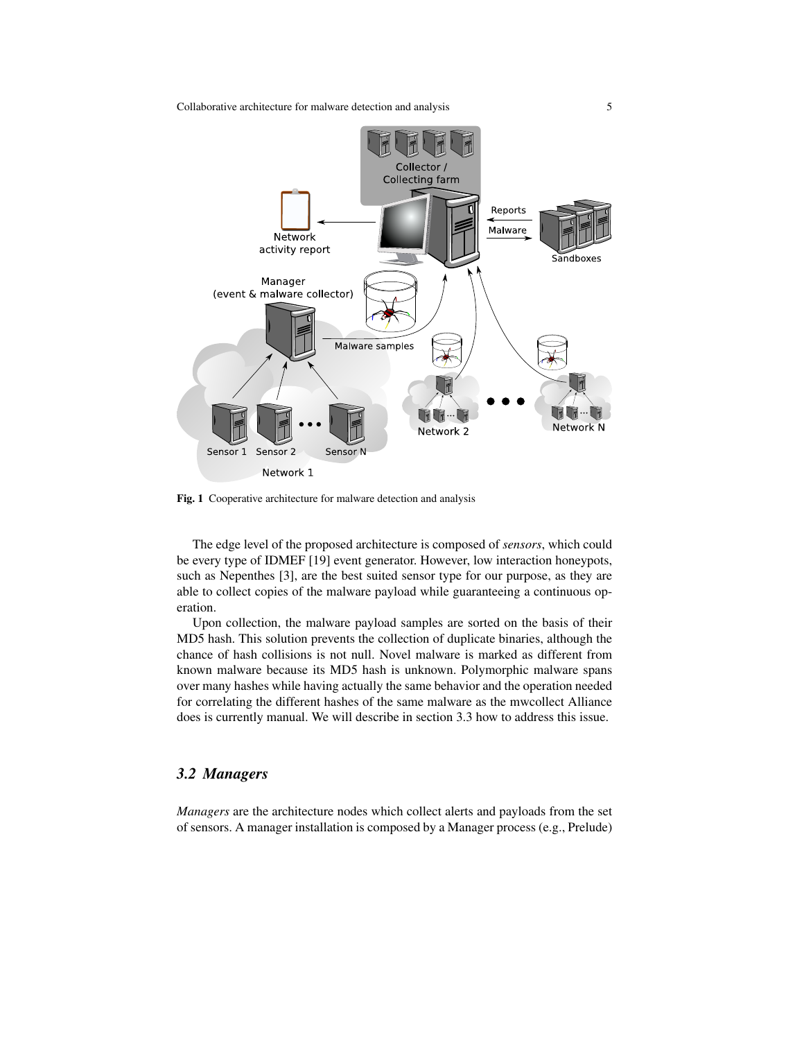Fig. 1 Cooperative architecture for malware detection and analysis

The edge level of the proposed architecture is composed of *sensors*, which could be every type of IDMEF [19] event generator. However, low interaction honeypots, such as Nepenthes [3], are the best suited sensor type for our purpose, as they are able to collect copies of the malware payload while guaranteeing a continuous operation.

Upon collection, the malware payload samples are sorted on the basis of their MD5 hash. This solution prevents the collection of duplicate binaries, although the chance of hash collisions is not null. Novel malware is marked as different from known malware because its MD5 hash is unknown. Polymorphic malware spans over many hashes while having actually the same behavior and the operation needed for correlating the different hashes of the same malware as the mwcollect Alliance does is currently manual. We will describe in section 3.3 how to address this issue.

### *3.2 Managers*

*Managers* are the architecture nodes which collect alerts and payloads from the set of sensors. A manager installation is composed by a Manager process (e.g., Prelude)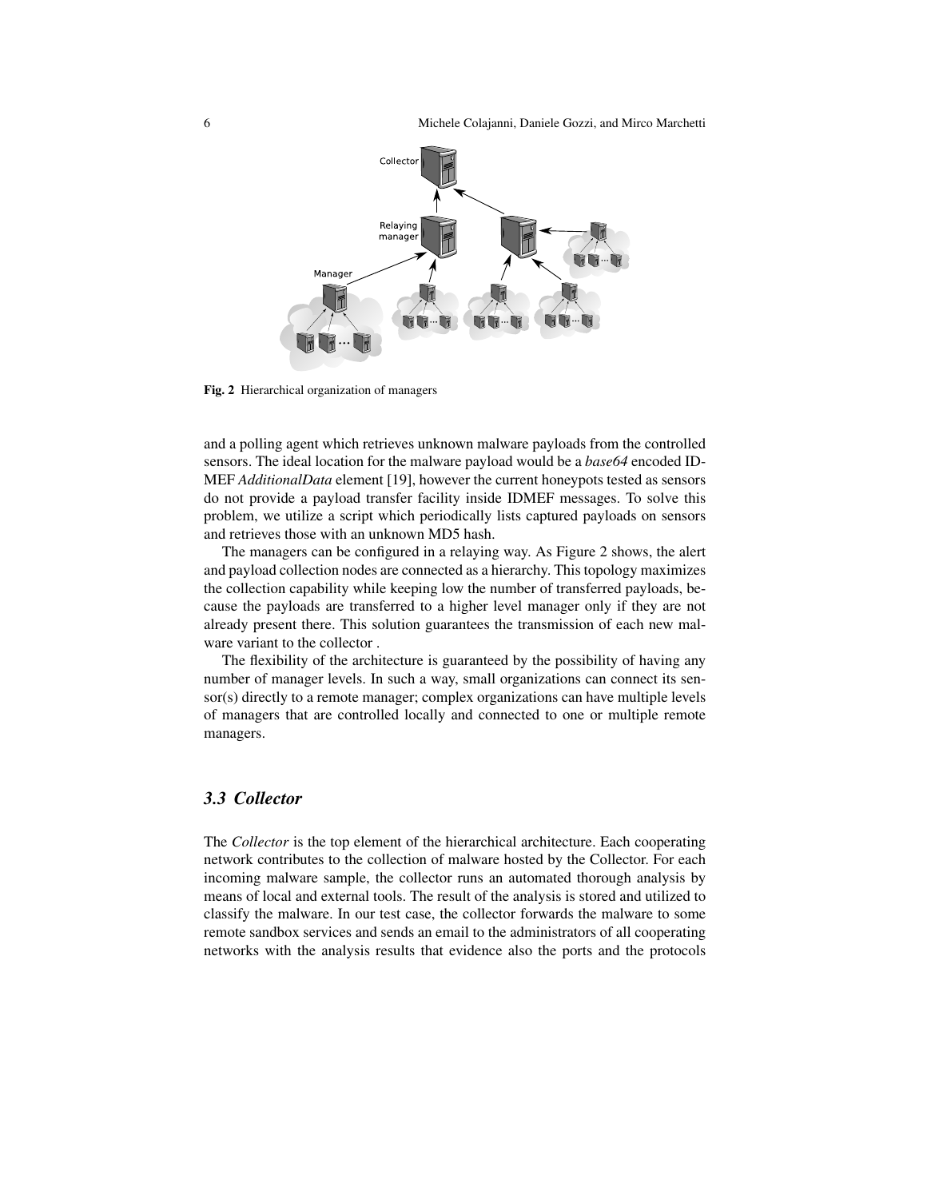Fig. 2 Hierarchical organization of managers

and a polling agent which retrieves unknown malware payloads from the controlled sensors. The ideal location for the malware payload would be a *base64* encoded IDMEF *AdditionalData* element [19], however the current honeypots tested as sensors do not provide a payload transfer facility inside IDMEF messages. To solve this problem, we utilize a script which periodically lists captured payloads on sensors and retrieves those with an unknown MD5 hash.

The managers can be configured in a relaying way. As Figure 2 shows, the alert and payload collection nodes are connected as a hierarchy. This topology maximizes the collection capability while keeping low the number of transferred payloads, because the payloads are transferred to a higher level manager only if they are not already present there. This solution guarantees the transmission of each new malware variant to the collector .

The flexibility of the architecture is guaranteed by the possibility of having any number of manager levels. In such a way, small organizations can connect its sensor(s) directly to a remote manager; complex organizations can have multiple levels of managers that are controlled locally and connected to one or multiple remote managers.

### *3.3 Collector*

The *Collector* is the top element of the hierarchical architecture. Each cooperating network contributes to the collection of malware hosted by the Collector. For each incoming malware sample, the collector runs an automated thorough analysis by means of local and external tools. The result of the analysis is stored and utilized to classify the malware. In our test case, the collector forwards the malware to some remote sandbox services and sends an email to the administrators of all cooperating networks with the analysis results that evidence also the ports and the protocols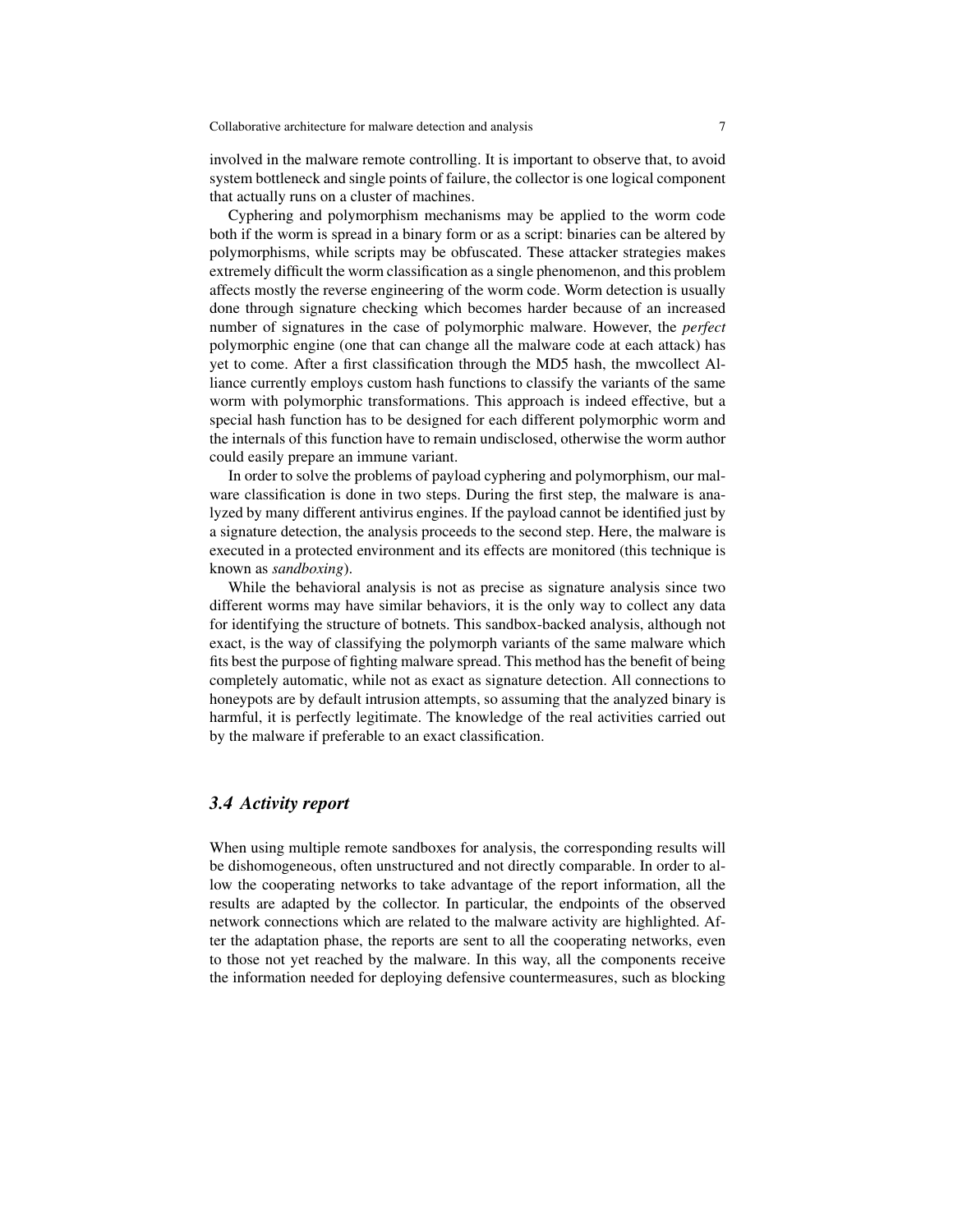involved in the malware remote controlling. It is important to observe that, to avoid system bottleneck and single points of failure, the collector is one logical component that actually runs on a cluster of machines.

Cyphering and polymorphism mechanisms may be applied to the worm code both if the worm is spread in a binary form or as a script: binaries can be altered by polymorphisms, while scripts may be obfuscated. These attacker strategies makes extremely difficult the worm classification as a single phenomenon, and this problem affects mostly the reverse engineering of the worm code. Worm detection is usually done through signature checking which becomes harder because of an increased number of signatures in the case of polymorphic malware. However, the *perfect* polymorphic engine (one that can change all the malware code at each attack) has yet to come. After a first classification through the MD5 hash, the mwcollect Alliance currently employs custom hash functions to classify the variants of the same worm with polymorphic transformations. This approach is indeed effective, but a special hash function has to be designed for each different polymorphic worm and the internals of this function have to remain undisclosed, otherwise the worm author could easily prepare an immune variant.

In order to solve the problems of payload cyphering and polymorphism, our malware classification is done in two steps. During the first step, the malware is analyzed by many different antivirus engines. If the payload cannot be identified just by a signature detection, the analysis proceeds to the second step. Here, the malware is executed in a protected environment and its effects are monitored (this technique is known as *sandboxing*).

While the behavioral analysis is not as precise as signature analysis since two different worms may have similar behaviors, it is the only way to collect any data for identifying the structure of botnets. This sandbox-backed analysis, although not exact, is the way of classifying the polymorph variants of the same malware which fits best the purpose of fighting malware spread. This method has the benefit of being completely automatic, while not as exact as signature detection. All connections to honeypots are by default intrusion attempts, so assuming that the analyzed binary is harmful, it is perfectly legitimate. The knowledge of the real activities carried out by the malware if preferable to an exact classification.

### *3.4 Activity report*

When using multiple remote sandboxes for analysis, the corresponding results will be dishomogeneous, often unstructured and not directly comparable. In order to allow the cooperating networks to take advantage of the report information, all the results are adapted by the collector. In particular, the endpoints of the observed network connections which are related to the malware activity are highlighted. After the adaptation phase, the reports are sent to all the cooperating networks, even to those not yet reached by the malware. In this way, all the components receive the information needed for deploying defensive countermeasures, such as blocking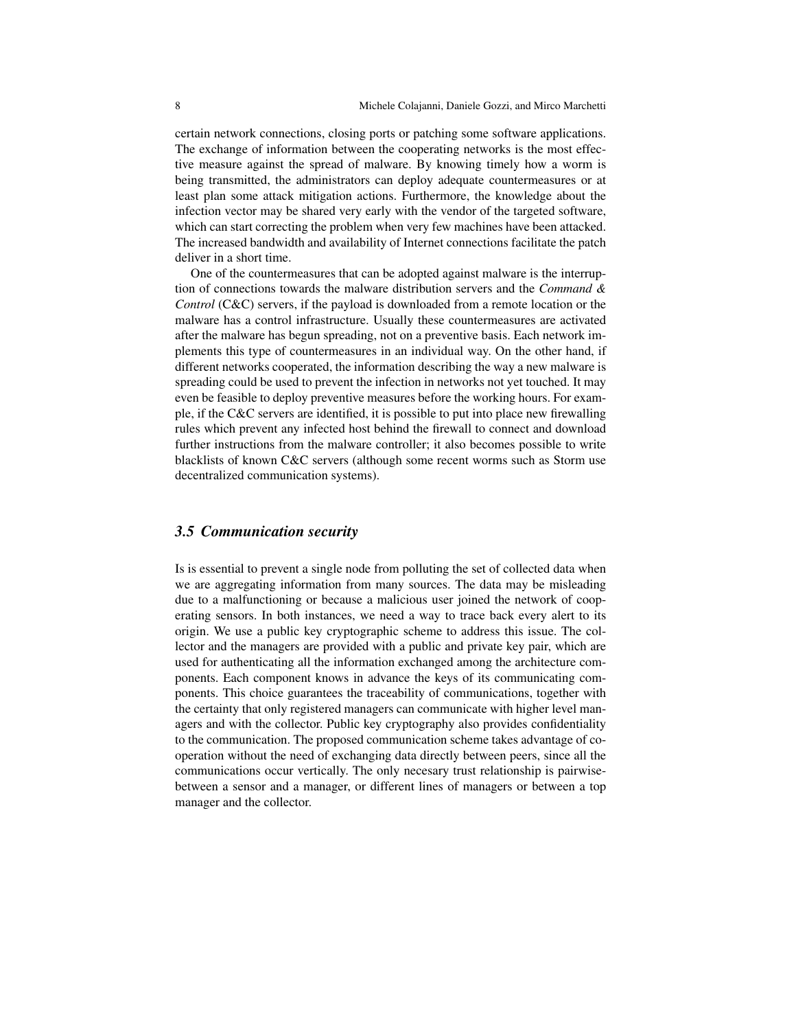certain network connections, closing ports or patching some software applications. The exchange of information between the cooperating networks is the most effective measure against the spread of malware. By knowing timely how a worm is being transmitted, the administrators can deploy adequate countermeasures or at least plan some attack mitigation actions. Furthermore, the knowledge about the infection vector may be shared very early with the vendor of the targeted software, which can start correcting the problem when very few machines have been attacked. The increased bandwidth and availability of Internet connections facilitate the patch deliver in a short time.

One of the countermeasures that can be adopted against malware is the interruption of connections towards the malware distribution servers and the *Command & Control* (C&C) servers, if the payload is downloaded from a remote location or the malware has a control infrastructure. Usually these countermeasures are activated after the malware has begun spreading, not on a preventive basis. Each network implements this type of countermeasures in an individual way. On the other hand, if different networks cooperated, the information describing the way a new malware is spreading could be used to prevent the infection in networks not yet touched. It may even be feasible to deploy preventive measures before the working hours. For example, if the C&C servers are identified, it is possible to put into place new firewalling rules which prevent any infected host behind the firewall to connect and download further instructions from the malware controller; it also becomes possible to write blacklists of known C&C servers (although some recent worms such as Storm use decentralized communication systems).

### *3.5 Communication security*

Is is essential to prevent a single node from polluting the set of collected data when we are aggregating information from many sources. The data may be misleading due to a malfunctioning or because a malicious user joined the network of cooperating sensors. In both instances, we need a way to trace back every alert to its origin. We use a public key cryptographic scheme to address this issue. The collector and the managers are provided with a public and private key pair, which are used for authenticating all the information exchanged among the architecture components. Each component knows in advance the keys of its communicating components. This choice guarantees the traceability of communications, together with the certainty that only registered managers can communicate with higher level managers and with the collector. Public key cryptography also provides confidentiality to the communication. The proposed communication scheme takes advantage of cooperation without the need of exchanging data directly between peers, since all the communications occur vertically. The only necesary trust relationship is pairwise-between a sensor and a manager, or different lines of managers or between a top manager and the collector.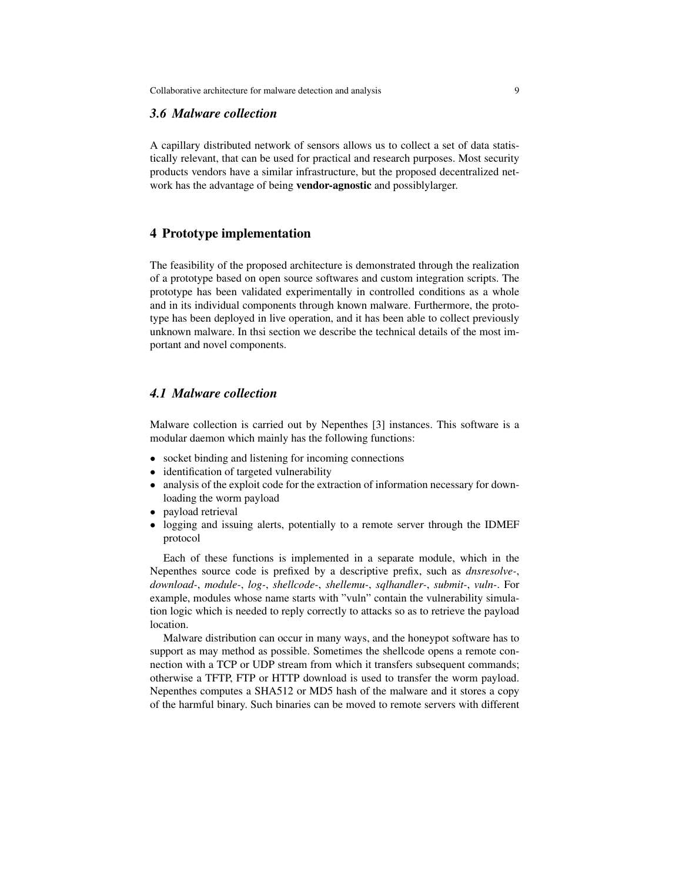### 3.6 Malware collection

A capillary distributed network of sensors allows us to collect a set of data statistically relevant, that can be used for practical and research purposes. Most security products vendors have a similar infrastructure, but the proposed decentralized network has the advantage of being **vendor-agnostic** and possiblylarger.

## 4 Prototype implementation

The feasibility of the proposed architecture is demonstrated through the realization of a prototype based on open source softwares and custom integration scripts. The prototype has been validated experimentally in controlled conditions as a whole and in its individual components through known malware. Furthermore, the prototype has been deployed in live operation, and it has been able to collect previously unknown malware. In thsi section we describe the technical details of the most important and novel components.

### 4.1 Malware collection

Malware collection is carried out by Nepenthes [3] instances. This software is a modular daemon which mainly has the following functions:

- socket binding and listening for incoming connections
- identification of targeted vulnerability
- analysis of the exploit code for the extraction of information necessary for downloading the worm payload
- payload retrieval
- logging and issuing alerts, potentially to a remote server through the IDMEF protocol

Each of these functions is implemented in a separate module, which in the Nepenthes source code is prefixed by a descriptive prefix, such as *dnsresolve-*, *download-*, *module-*, *log-*, *shellcode-*, *shellemu-*, *sqlhandler-*, *submit-*, *vuln-*. For example, modules whose name starts with "vuln" contain the vulnerability simulation logic which is needed to reply correctly to attacks so as to retrieve the payload location.

Malware distribution can occur in many ways, and the honeypot software has to support as may method as possible. Sometimes the shellcode opens a remote connection with a TCP or UDP stream from which it transfers subsequent commands; otherwise a TFTP, FTP or HTTP download is used to transfer the worm payload. Nepenthes computes a SHA512 or MD5 hash of the malware and it stores a copy of the harmful binary. Such binaries can be moved to remote servers with different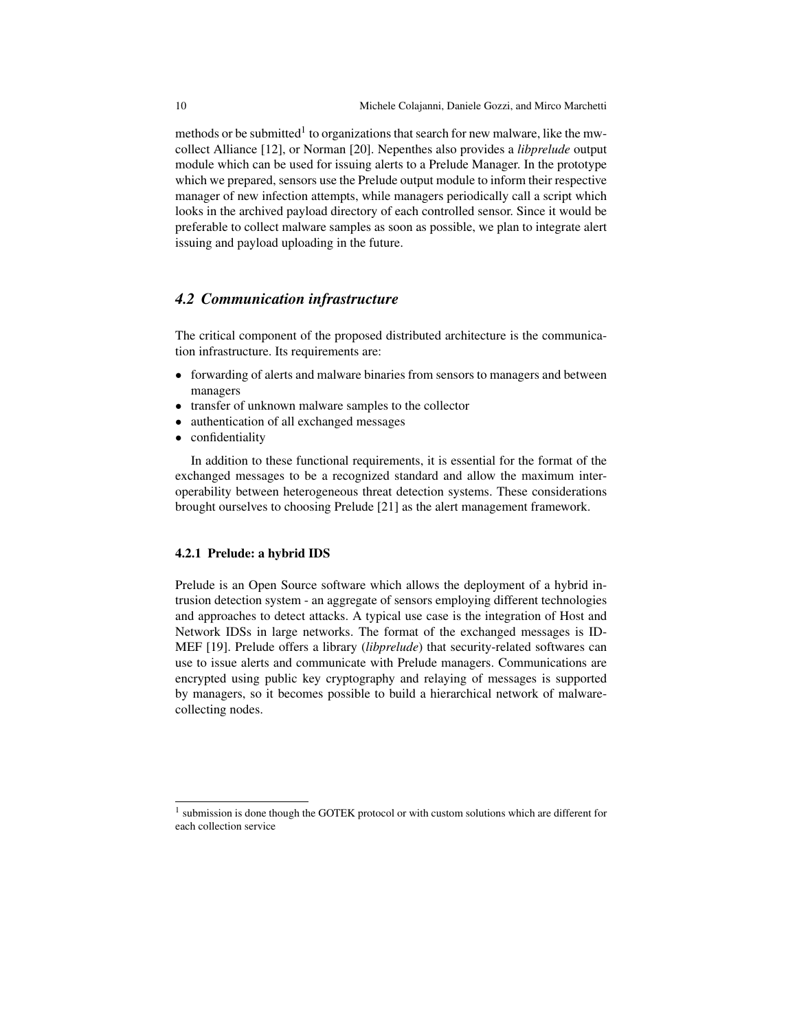methods or be submitted[1] to organizations that search for new malware, like the mwcollect Alliance [12], or Norman [20]. Nepenthes also provides a *libprelude* output module which can be used for issuing alerts to a Prelude Manager. In the prototype which we prepared, sensors use the Prelude output module to inform their respective manager of new infection attempts, while managers periodically call a script which looks in the archived payload directory of each controlled sensor. Since it would be preferable to collect malware samples as soon as possible, we plan to integrate alert issuing and payload uploading in the future.

## 4.2 Communication infrastructure

The critical component of the proposed distributed architecture is the communication infrastructure. Its requirements are:

- forwarding of alerts and malware binaries from sensors to managers and between managers
- transfer of unknown malware samples to the collector
- authentication of all exchanged messages
- confidentiality

In addition to these functional requirements, it is essential for the format of the exchanged messages to be a recognized standard and allow the maximum interoperability between heterogeneous threat detection systems. These considerations brought ourselves to choosing Prelude [21] as the alert management framework.

### 4.2.1 Prelude: a hybrid IDS

Prelude is an Open Source software which allows the deployment of a hybrid intrusion detection system - an aggregate of sensors employing different technologies and approaches to detect attacks. A typical use case is the integration of Host and Network IDSs in large networks. The format of the exchanged messages is IDMEF [19]. Prelude offers a library (*libprelude*) that security-related softwares can use to issue alerts and communicate with Prelude managers. Communications are encrypted using public key cryptography and relaying of messages is supported by managers, so it becomes possible to build a hierarchical network of malware-collecting nodes.

---

[1] submission is done though the GOTEK protocol or with custom solutions which are different for each collection service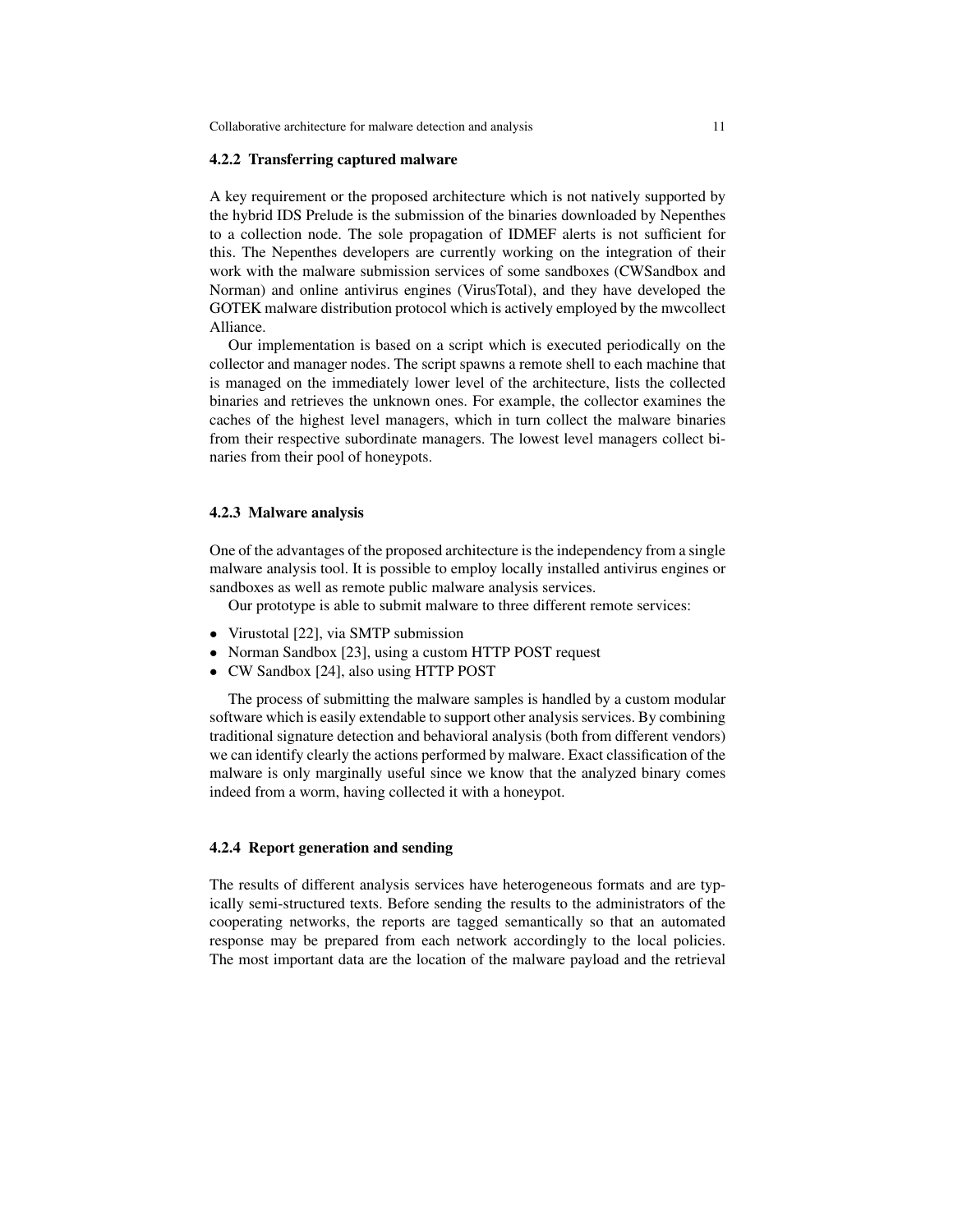#### 4.2.2 Transferring captured malware

A key requirement or the proposed architecture which is not natively supported by the hybrid IDS Prelude is the submission of the binaries downloaded by Nepenthes to a collection node. The sole propagation of IDMEF alerts is not sufficient for this. The Nepenthes developers are currently working on the integration of their work with the malware submission services of some sandboxes (CWSandbox and Norman) and online antivirus engines (VirusTotal), and they have developed the GOTEK malware distribution protocol which is actively employed by the mwcollect Alliance.

Our implementation is based on a script which is executed periodically on the collector and manager nodes. The script spawns a remote shell to each machine that is managed on the immediately lower level of the architecture, lists the collected binaries and retrieves the unknown ones. For example, the collector examines the caches of the highest level managers, which in turn collect the malware binaries from their respective subordinate managers. The lowest level managers collect binaries from their pool of honeypots.

#### 4.2.3 Malware analysis

One of the advantages of the proposed architecture is the independency from a single malware analysis tool. It is possible to employ locally installed antivirus engines or sandboxes as well as remote public malware analysis services.

Our prototype is able to submit malware to three different remote services:

- Virustotal [22], via SMTP submission
- Norman Sandbox [23], using a custom HTTP POST request
- CW Sandbox [24], also using HTTP POST

The process of submitting the malware samples is handled by a custom modular software which is easily extendable to support other analysis services. By combining traditional signature detection and behavioral analysis (both from different vendors) we can identify clearly the actions performed by malware. Exact classification of the malware is only marginally useful since we know that the analyzed binary comes indeed from a worm, having collected it with a honeypot.

#### 4.2.4 Report generation and sending

The results of different analysis services have heterogeneous formats and are typically semi-structured texts. Before sending the results to the administrators of the cooperating networks, the reports are tagged semantically so that an automated response may be prepared from each network accordingly to the local policies. The most important data are the location of the malware payload and the retrieval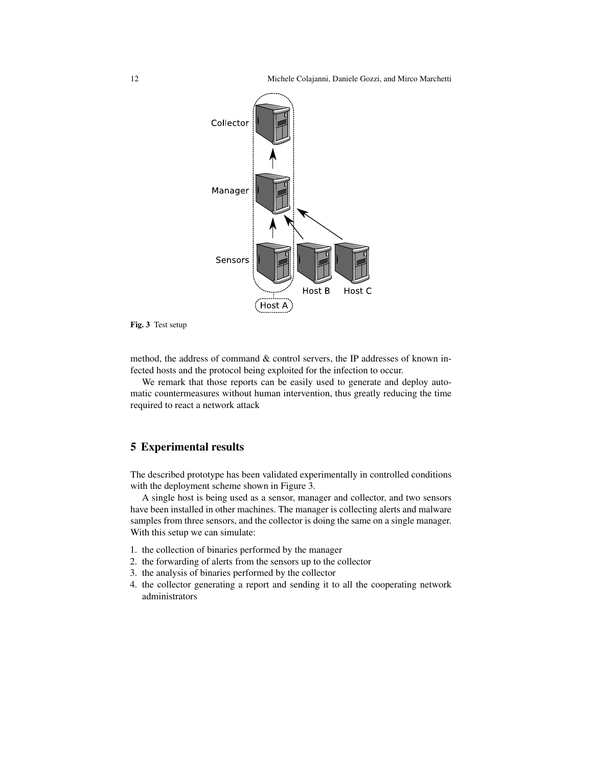Fig. 3 Test setup

method, the address of command & control servers, the IP addresses of known infected hosts and the protocol being exploited for the infection to occur.

We remark that those reports can be easily used to generate and deploy automatic countermeasures without human intervention, thus greatly reducing the time required to react a network attack

## 5 Experimental results

The described prototype has been validated experimentally in controlled conditions with the deployment scheme shown in Figure 3.

A single host is being used as a sensor, manager and collector, and two sensors have been installed in other machines. The manager is collecting alerts and malware samples from three sensors, and the collector is doing the same on a single manager. With this setup we can simulate:

1. the collection of binaries performed by the manager
2. the forwarding of alerts from the sensors up to the collector
3. the analysis of binaries performed by the collector
4. the collector generating a report and sending it to all the cooperating network administrators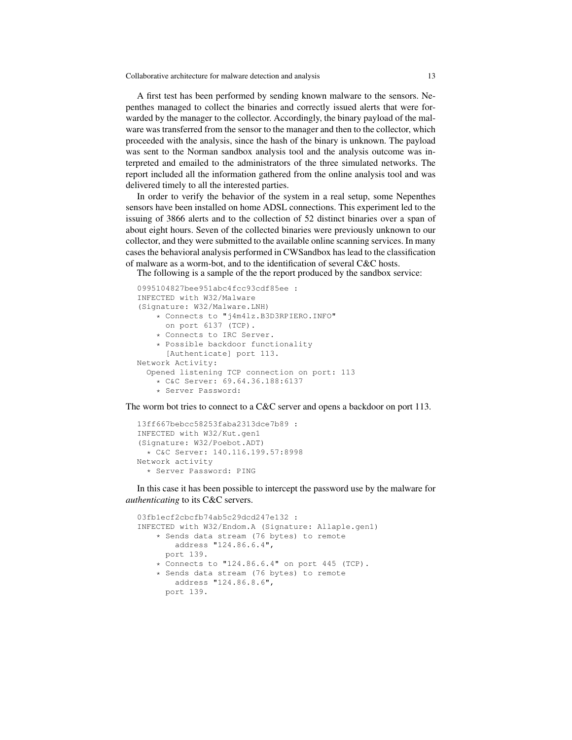A first test has been performed by sending known malware to the sensors. Nepenthes managed to collect the binaries and correctly issued alerts that were forwarded by the manager to the collector. Accordingly, the binary payload of the malware was transferred from the sensor to the manager and then to the collector, which proceeded with the analysis, since the hash of the binary is unknown. The payload was sent to the Norman sandbox analysis tool and the analysis outcome was interpreted and emailed to the administrators of the three simulated networks. The report included all the information gathered from the online analysis tool and was delivered timely to all the interested parties.

In order to verify the behavior of the system in a real setup, some Nepenthes sensors have been installed on home ADSL connections. This experiment led to the issuing of 3866 alerts and to the collection of 52 distinct binaries over a span of about eight hours. Seven of the collected binaries were previously unknown to our collector, and they were submitted to the available online scanning services. In many cases the behavioral analysis performed in CWSandbox has lead to the classification of malware as a worm-bot, and to the identification of several C&C hosts.

The following is a sample of the the report produced by the sandbox service:

```
0995104827bee951abc4fcc93cdf85ee :
INFECTED with W32/Malware
(Signature: W32/Malware.LNH)
    * Connects to "j4m4lz.B3D3RPIERO.INFO"
      on port 6137 (TCP).
    * Connects to IRC Server.
    * Possible backdoor functionality
      [Authenticate] port 113.
Network Activity:
  Opened listening TCP connection on port: 113
    * C&C Server: 69.64.36.188:6137
    * Server Password:
```

The worm bot tries to connect to a C&C server and opens a backdoor on port 113.

```
13ff667bebcc58253faba2313dce7b89 :
INFECTED with W32/Kut.gen1
(Signature: W32/Poebot.ADT)
  * C&C Server: 140.116.199.57:8998
Network activity
  * Server Password: PING
```

In this case it has been possible to intercept the password use by the malware for *authenticating* to its C&C servers.

```
03fb1ecf2cbcfb74ab5c29dcd247e132 :
INFECTED with W32/Endom.A (Signature: Allaple.gen1)
    * Sends data stream (76 bytes) to remote
        address "124.86.6.4",
      port 139.
    * Connects to "124.86.6.4" on port 445 (TCP).
    * Sends data stream (76 bytes) to remote
        address "124.86.8.6",
      port 139.
```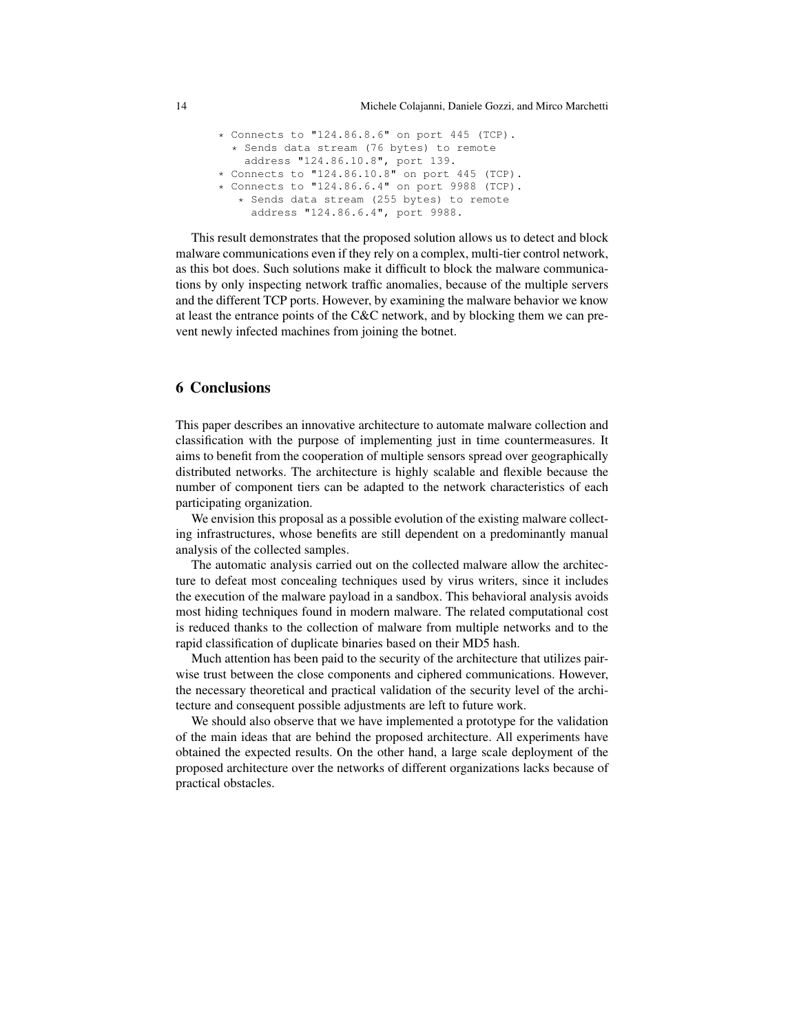```
* Connects to "124.86.8.6" on port 445 (TCP).
  * Sends data stream (76 bytes) to remote
    address "124.86.10.8", port 139.
* Connects to "124.86.10.8" on port 445 (TCP).
* Connects to "124.86.6.4" on port 9988 (TCP).
   * Sends data stream (255 bytes) to remote
     address "124.86.6.4", port 9988.
```

This result demonstrates that the proposed solution allows us to detect and block malware communications even if they rely on a complex, multi-tier control network, as this bot does. Such solutions make it difficult to block the malware communications by only inspecting network traffic anomalies, because of the multiple servers and the different TCP ports. However, by examining the malware behavior we know at least the entrance points of the C&C network, and by blocking them we can prevent newly infected machines from joining the botnet.

## 6 Conclusions

This paper describes an innovative architecture to automate malware collection and classification with the purpose of implementing just in time countermeasures. It aims to benefit from the cooperation of multiple sensors spread over geographically distributed networks. The architecture is highly scalable and flexible because the number of component tiers can be adapted to the network characteristics of each participating organization.

We envision this proposal as a possible evolution of the existing malware collecting infrastructures, whose benefits are still dependent on a predominantly manual analysis of the collected samples.

The automatic analysis carried out on the collected malware allow the architecture to defeat most concealing techniques used by virus writers, since it includes the execution of the malware payload in a sandbox. This behavioral analysis avoids most hiding techniques found in modern malware. The related computational cost is reduced thanks to the collection of malware from multiple networks and to the rapid classification of duplicate binaries based on their MD5 hash.

Much attention has been paid to the security of the architecture that utilizes pairwise trust between the close components and ciphered communications. However, the necessary theoretical and practical validation of the security level of the architecture and consequent possible adjustments are left to future work.

We should also observe that we have implemented a prototype for the validation of the main ideas that are behind the proposed architecture. All experiments have obtained the expected results. On the other hand, a large scale deployment of the proposed architecture over the networks of different organizations lacks because of practical obstacles.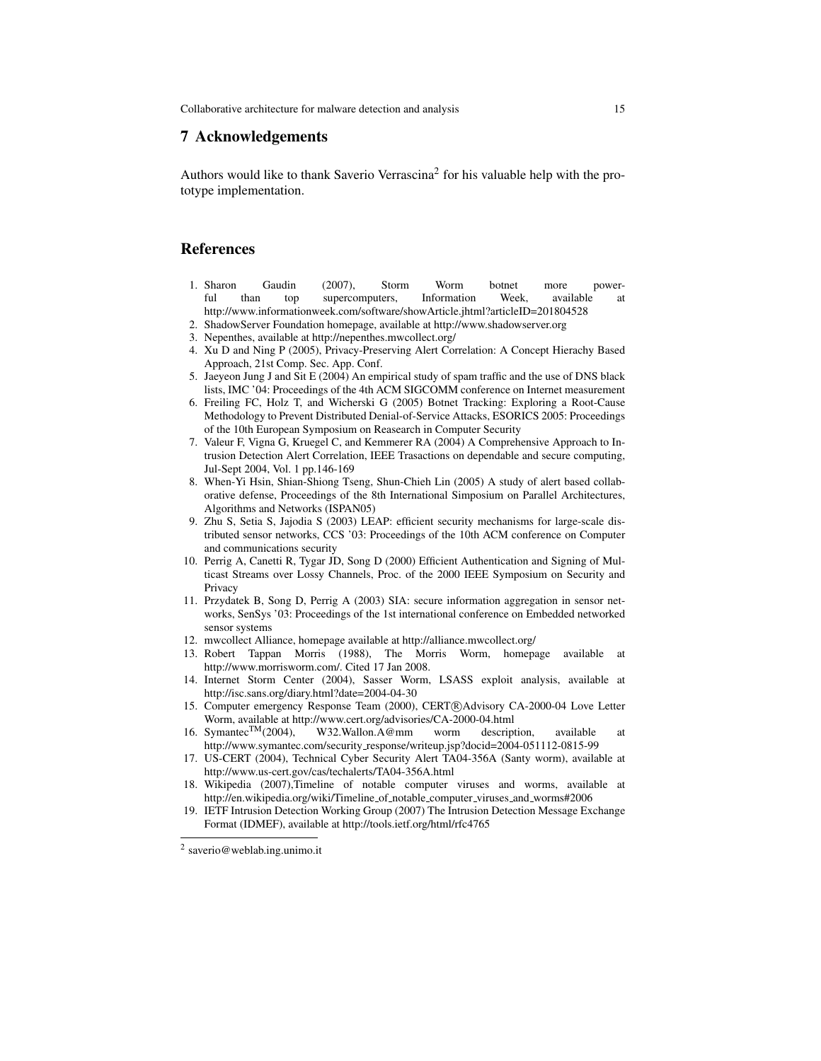## 7 Acknowledgements

Authors would like to thank Saverio Verrascina[2] for his valuable help with the prototype implementation.

## References

1. Sharon Gaudin (2007), Storm Worm botnet more powerful than top supercomputers, Information Week, available at http://www.informationweek.com/software/showArticle.jhtml?articleID=201804528
2. ShadowServer Foundation homepage, available at http://www.shadowserver.org
3. Nepenthes, available at http://nepenthes.mwcollect.org/
4. Xu D and Ning P (2005), Privacy-Preserving Alert Correlation: A Concept Hierachy Based Approach, 21st Comp. Sec. App. Conf.
5. Jaeyeon Jung J and Sit E (2004) An empirical study of spam traffic and the use of DNS black lists, IMC '04: Proceedings of the 4th ACM SIGCOMM conference on Internet measurement
6. Freiling FC, Holz T, and Wicherski G (2005) Botnet Tracking: Exploring a Root-Cause Methodology to Prevent Distributed Denial-of-Service Attacks, ESORICS 2005: Proceedings of the 10th European Symposium on Reasearch in Computer Security
7. Valeur F, Vigna G, Kruegel C, and Kemmerer RA (2004) A Comprehensive Approach to Intrusion Detection Alert Correlation, IEEE Trasactions on dependable and secure computing, Jul-Sept 2004, Vol. 1 pp.146-169
8. When-Yi Hsin, Shian-Shiong Tseng, Shun-Chieh Lin (2005) A study of alert based collaborative defense, Proceedings of the 8th International Simposium on Parallel Architectures, Algorithms and Networks (ISPAN05)
9. Zhu S, Setia S, Jajodia S (2003) LEAP: efficient security mechanisms for large-scale distributed sensor networks, CCS '03: Proceedings of the 10th ACM conference on Computer and communications security
10. Perrig A, Canetti R, Tygar JD, Song D (2000) Efficient Authentication and Signing of Multicast Streams over Lossy Channels, Proc. of the 2000 IEEE Symposium on Security and Privacy
11. Przydatek B, Song D, Perrig A (2003) SIA: secure information aggregation in sensor networks, SenSys '03: Proceedings of the 1st international conference on Embedded networked sensor systems
12. mwcollect Alliance, homepage available at http://alliance.mwcollect.org/
13. Robert Tappan Morris (1988), The Morris Worm, homepage available at http://www.morrisworm.com/. Cited 17 Jan 2008.
14. Internet Storm Center (2004), Sasser Worm, LSASS exploit analysis, available at http://isc.sans.org/diary.html?date=2004-04-30
15. Computer emergency Response Team (2000), CERT®Advisory CA-2000-04 Love Letter Worm, available at http://www.cert.org/advisories/CA-2000-04.html
16. Symantec™(2004), W32.Wallon.A@mm worm description, available at http://www.symantec.com/security_response/writeup.jsp?docid=2004-051112-0815-99
17. US-CERT (2004), Technical Cyber Security Alert TA04-356A (Santy worm), available at http://www.us-cert.gov/cas/techalerts/TA04-356A.html
18. Wikipedia (2007),Timeline of notable computer viruses and worms, available at http://en.wikipedia.org/wiki/Timeline_of_notable_computer_viruses_and_worms#2006
19. IETF Intrusion Detection Working Group (2007) The Intrusion Detection Message Exchange Format (IDMEF), available at http://tools.ietf.org/html/rfc4765

[2] saverio@weblab.ing.unimo.it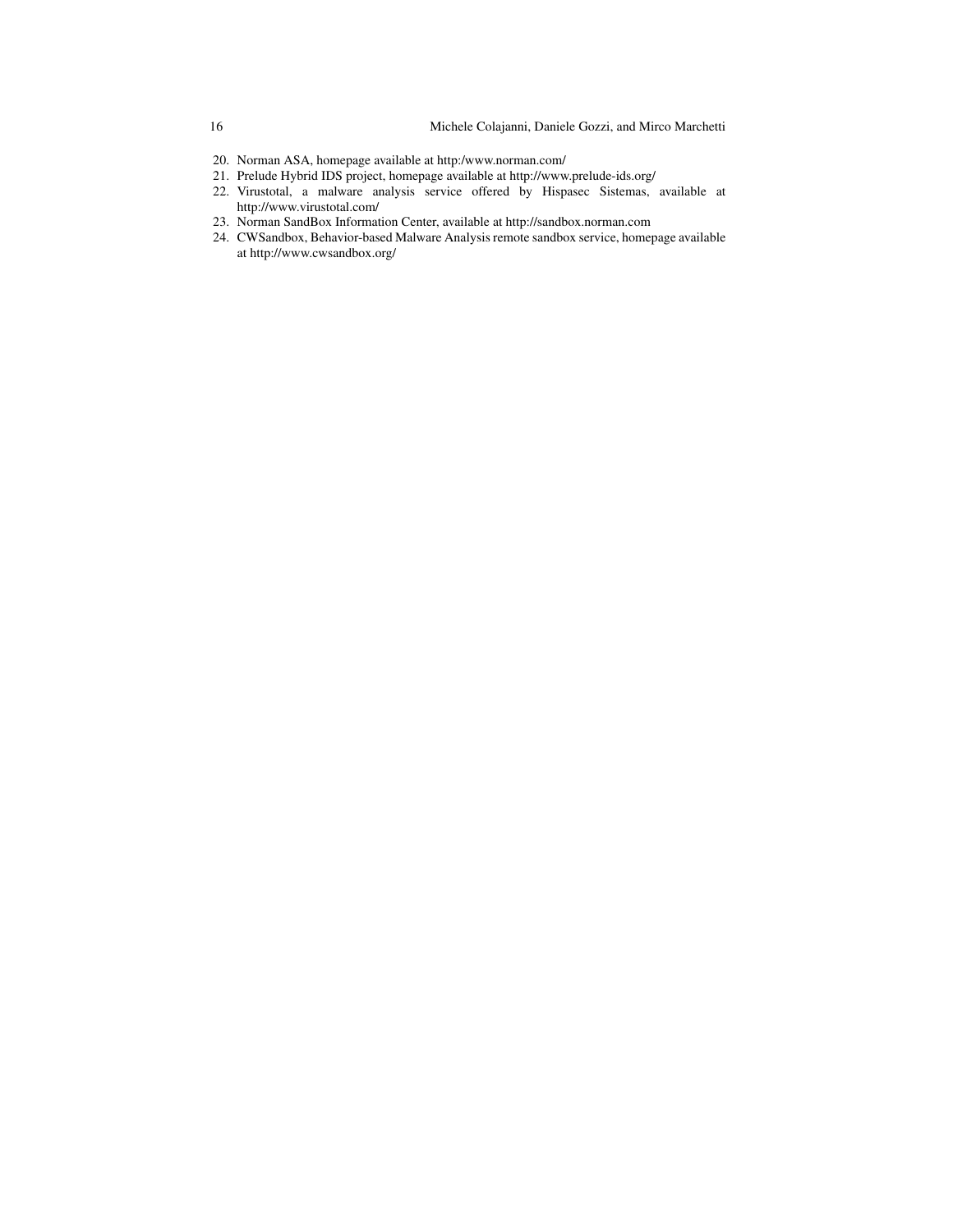20. Norman ASA, homepage available at http:/www.norman.com/
21. Prelude Hybrid IDS project, homepage available at http://www.prelude-ids.org/
22. Virustotal, a malware analysis service offered by Hispasec Sistemas, available at http://www.virustotal.com/
23. Norman SandBox Information Center, available at http://sandbox.norman.com
24. CWSandbox, Behavior-based Malware Analysis remote sandbox service, homepage available at http://www.cwsandbox.org/